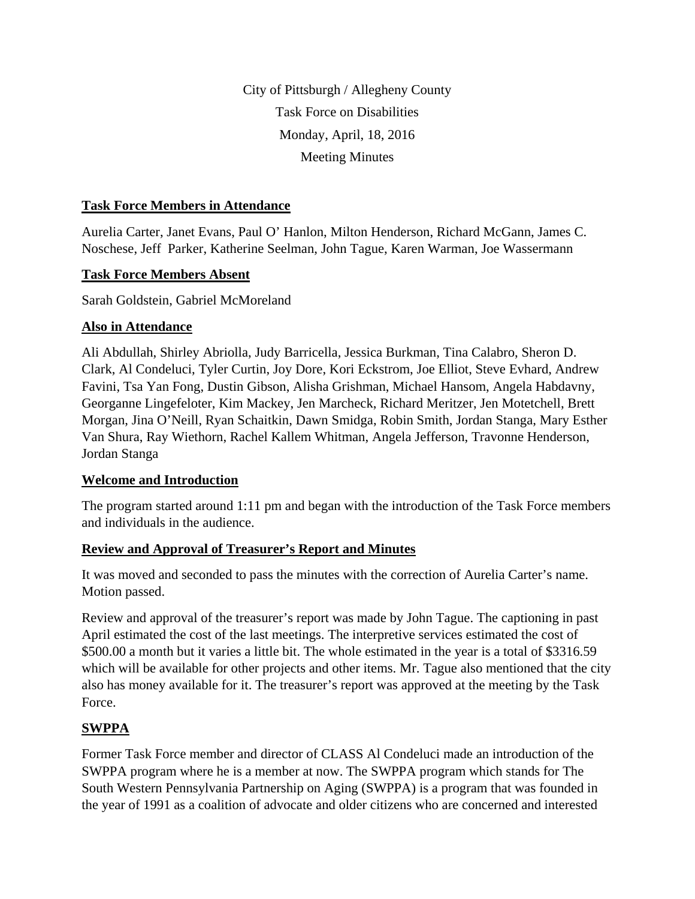City of Pittsburgh / Allegheny County

Task Force on Disabilities

Monday, April, 18, 2016

Meeting Minutes

## Task Force Members in Attendance

Aurelia Carter, Janet Evans, Paul O' Hanlon, Milton Henderson, Richard McGann, James C. Noschese, Jeff Parker, Katherine Seelman, John Tague, Karen Warman, Joe Wassermann

## Task Force Members Absent

Sarah Goldstein, Gabriel McMoreland

## Also in Attendance

Ali Abdullah, Shirley Abriolla, Judy Barricella, Jessica Burkman, Tina Calabro, Sheron D. Clark, Al Condeluci, Tyler Curtin, Joy Dore, Kori Eckstrom, Joe Elliot, Steve Evhard, Andrew Favini, Tsa Yan Fong, Dustin Gibson, Alisha Grishman, Michael Hansom, Angela Habdavny, Georganne Lingefeloter, Kim Mackey, Jen Marcheck, Richard Meritzer, Jen Motetchell, Brett Morgan, Jina O'Neill, Ryan Schaitkin, Dawn Smidga, Robin Smith, Jordan Stanga, Mary Esther Van Shura, Ray Wiethorn, Rachel Kallem Whitman, Angela Jefferson, Travonne Henderson, Jordan Stanga

## Welcome and Introduction

The program started around 1:11 pm and began with the introduction of the Task Force members and individuals in the audience.

## Review and Approval of Treasurer's Report and Minutes

It was moved and seconded to pass the minutes with the correction of Aurelia Carter's name. Motion passed.

Review and approval of the treasurer's report was made by John Tague. The captioning in past April estimated the cost of the last meetings. The interpretive services estimated the cost of $500.00 a month but it varies a little bit. The whole estimated in the year is a total of $3316.59 which will be available for other projects and other items. Mr. Tague also mentioned that the city also has money available for it. The treasurer's report was approved at the meeting by the Task Force.

## SWPPA

Former Task Force member and director of CLASS Al Condeluci made an introduction of the SWPPA program where he is a member at now. The SWPPA program which stands for The South Western Pennsylvania Partnership on Aging (SWPPA) is a program that was founded in the year of 1991 as a coalition of advocate and older citizens who are concerned and interested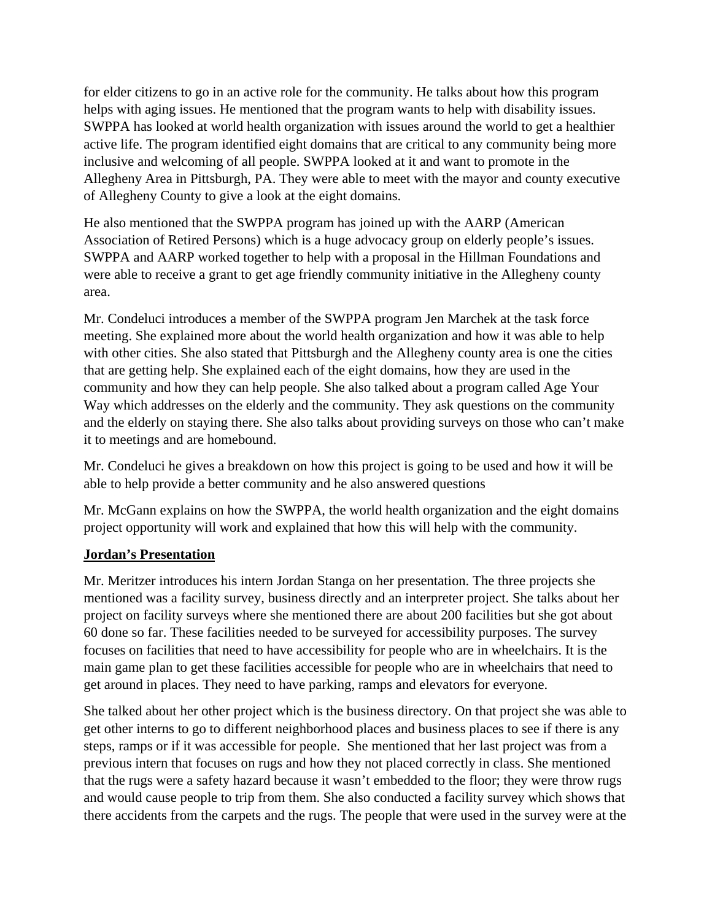for elder citizens to go in an active role for the community. He talks about how this program helps with aging issues. He mentioned that the program wants to help with disability issues. SWPPA has looked at world health organization with issues around the world to get a healthier active life. The program identified eight domains that are critical to any community being more inclusive and welcoming of all people. SWPPA looked at it and want to promote in the Allegheny Area in Pittsburgh, PA. They were able to meet with the mayor and county executive of Allegheny County to give a look at the eight domains.

He also mentioned that the SWPPA program has joined up with the AARP (American Association of Retired Persons) which is a huge advocacy group on elderly people's issues. SWPPA and AARP worked together to help with a proposal in the Hillman Foundations and were able to receive a grant to get age friendly community initiative in the Allegheny county area.

Mr. Condeluci introduces a member of the SWPPA program Jen Marchek at the task force meeting. She explained more about the world health organization and how it was able to help with other cities. She also stated that Pittsburgh and the Allegheny county area is one the cities that are getting help. She explained each of the eight domains, how they are used in the community and how they can help people. She also talked about a program called Age Your Way which addresses on the elderly and the community. They ask questions on the community and the elderly on staying there. She also talks about providing surveys on those who can't make it to meetings and are homebound.

Mr. Condeluci he gives a breakdown on how this project is going to be used and how it will be able to help provide a better community and he also answered questions

Mr. McGann explains on how the SWPPA, the world health organization and the eight domains project opportunity will work and explained that how this will help with the community.

**Jordan's Presentation**

Mr. Meritzer introduces his intern Jordan Stanga on her presentation. The three projects she mentioned was a facility survey, business directly and an interpreter project. She talks about her project on facility surveys where she mentioned there are about 200 facilities but she got about 60 done so far. These facilities needed to be surveyed for accessibility purposes. The survey focuses on facilities that need to have accessibility for people who are in wheelchairs. It is the main game plan to get these facilities accessible for people who are in wheelchairs that need to get around in places. They need to have parking, ramps and elevators for everyone.

She talked about her other project which is the business directory. On that project she was able to get other interns to go to different neighborhood places and business places to see if there is any steps, ramps or if it was accessible for people. She mentioned that her last project was from a previous intern that focuses on rugs and how they not placed correctly in class. She mentioned that the rugs were a safety hazard because it wasn't embedded to the floor; they were throw rugs and would cause people to trip from them. She also conducted a facility survey which shows that there accidents from the carpets and the rugs. The people that were used in the survey were at the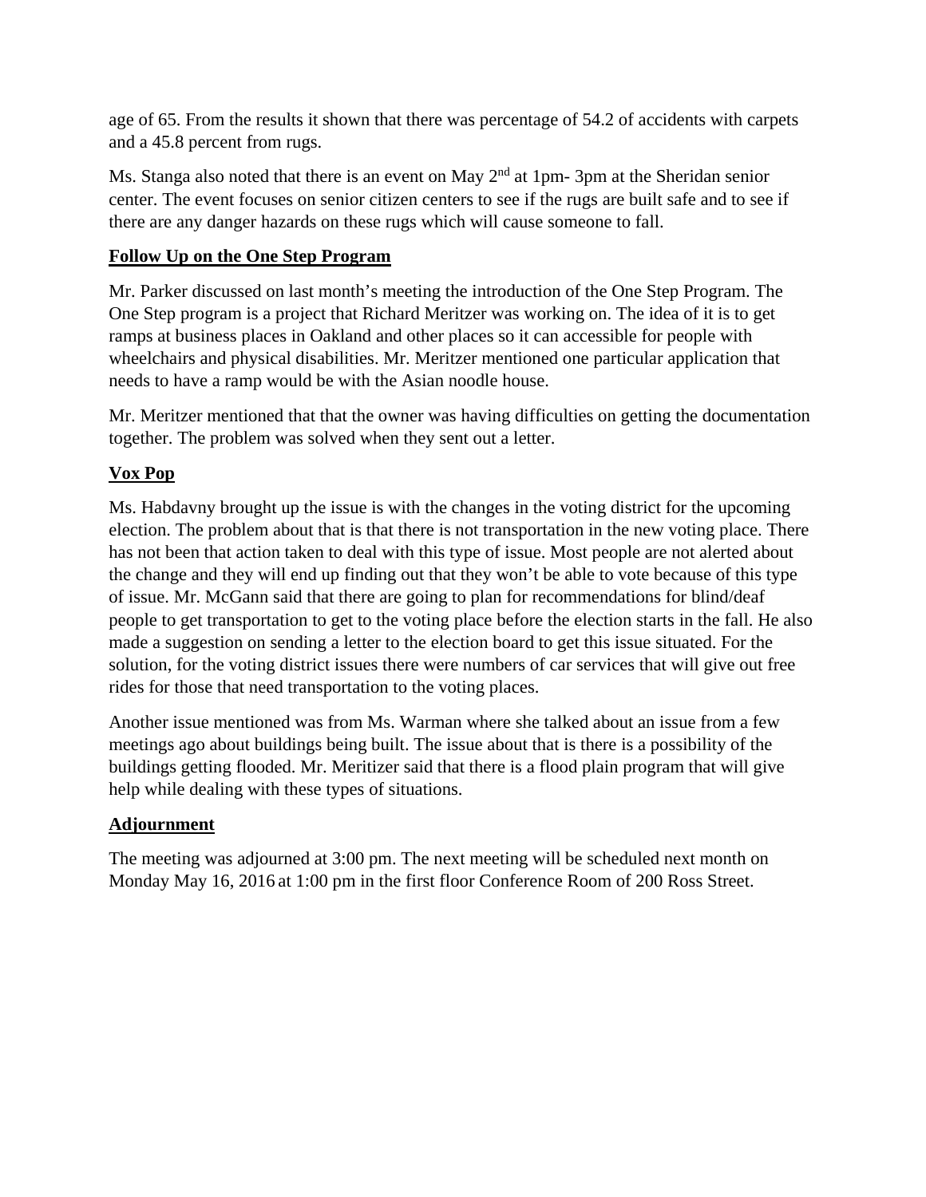age of 65. From the results it shown that there was percentage of 54.2 of accidents with carpets and a 45.8 percent from rugs.

Ms. Stanga also noted that there is an event on May 2nd at 1pm- 3pm at the Sheridan senior center. The event focuses on senior citizen centers to see if the rugs are built safe and to see if there are any danger hazards on these rugs which will cause someone to fall.

**Follow Up on the One Step Program**

Mr. Parker discussed on last month's meeting the introduction of the One Step Program. The One Step program is a project that Richard Meritzer was working on. The idea of it is to get ramps at business places in Oakland and other places so it can accessible for people with wheelchairs and physical disabilities. Mr. Meritzer mentioned one particular application that needs to have a ramp would be with the Asian noodle house.

Mr. Meritzer mentioned that that the owner was having difficulties on getting the documentation together. The problem was solved when they sent out a letter.

**Vox Pop**

Ms. Habdavny brought up the issue is with the changes in the voting district for the upcoming election. The problem about that is that there is not transportation in the new voting place. There has not been that action taken to deal with this type of issue. Most people are not alerted about the change and they will end up finding out that they won't be able to vote because of this type of issue. Mr. McGann said that there are going to plan for recommendations for blind/deaf people to get transportation to get to the voting place before the election starts in the fall. He also made a suggestion on sending a letter to the election board to get this issue situated. For the solution, for the voting district issues there were numbers of car services that will give out free rides for those that need transportation to the voting places.

Another issue mentioned was from Ms. Warman where she talked about an issue from a few meetings ago about buildings being built. The issue about that is there is a possibility of the buildings getting flooded. Mr. Meritizer said that there is a flood plain program that will give help while dealing with these types of situations.

**Adjournment**

The meeting was adjourned at 3:00 pm. The next meeting will be scheduled next month on Monday May 16, 2016 at 1:00 pm in the first floor Conference Room of 200 Ross Street.